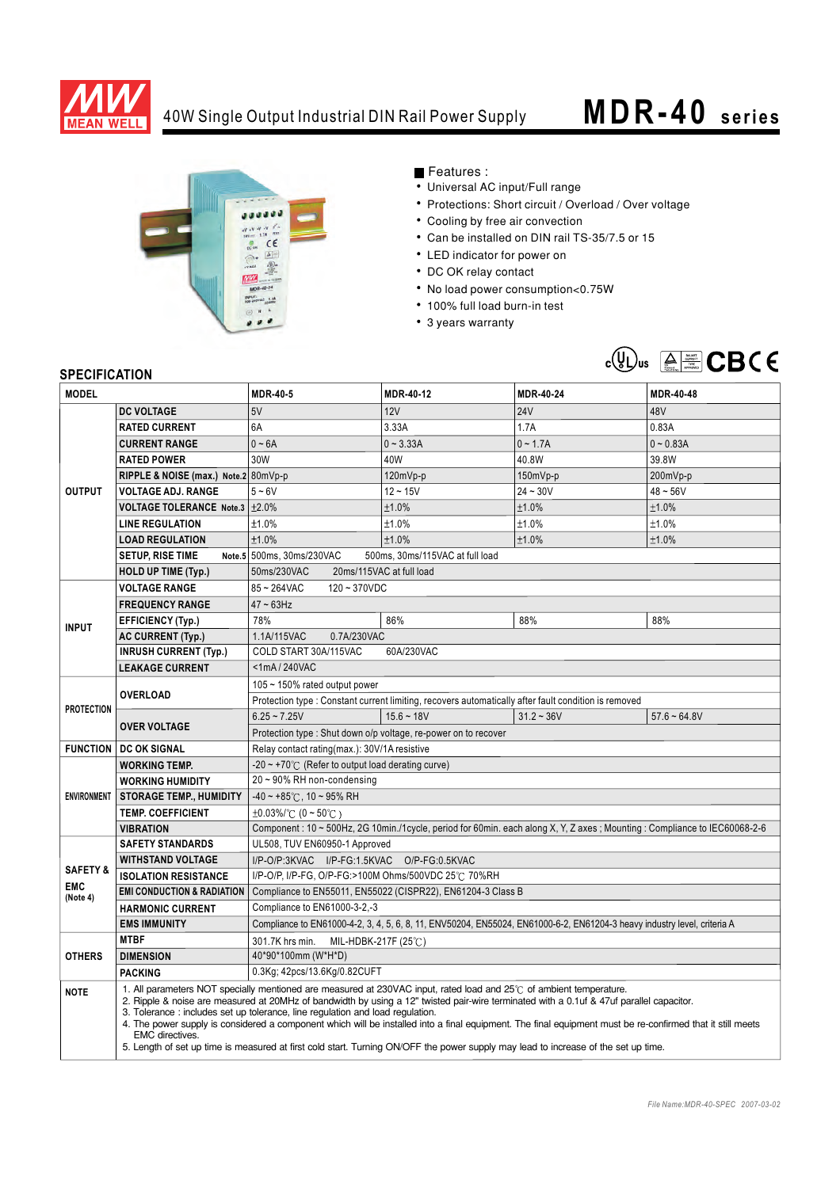# 40W Single Output Industrial DIN Rail Power Supply

# MDR-40 series

## Features :

- Universal AC input/Full range
- Protections: Short circuit / Overload / Over voltage
- Cooling by free air convection
- Can be installed on DIN rail TS-35/7.5 or 15
- LED indicator for power on
- DC OK relay contact
- No load power consumption<0.75W
- 100% full load burn-in test
- 3 years warranty

## SPECIFICATION

| MODEL | | MDR-40-5 | MDR-40-12 | MDR-40-24 | MDR-40-48 |
|---|---|---|---|---|---|
| OUTPUT | DC VOLTAGE | 5V | 12V | 24V | 48V |
| | RATED CURRENT | 6A | 3.33A | 1.7A | 0.83A |
| | CURRENT RANGE | 0 ~ 6A | 0 ~ 3.33A | 0 ~ 1.7A | 0 ~ 0.83A |
| | RATED POWER | 30W | 40W | 40.8W | 39.8W |
| | RIPPLE & NOISE (max.) Note.2 | 80mVp-p | 120mVp-p | 150mVp-p | 200mVp-p |
| | VOLTAGE ADJ. RANGE | 5 ~ 6V | 12 ~ 15V | 24 ~ 30V | 48 ~ 56V |
| | VOLTAGE TOLERANCE Note.3 | ±2.0% | ±1.0% | ±1.0% | ±1.0% |
| | LINE REGULATION | ±1.0% | ±1.0% | ±1.0% | ±1.0% |
| | LOAD REGULATION | ±1.0% | ±1.0% | ±1.0% | ±1.0% |
| | SETUP, RISE TIME Note.5 | 500ms, 30ms/230VAC 500ms, 30ms/115VAC at full load | | | |
| | HOLD UP TIME (Typ.) | 50ms/230VAC 20ms/115VAC at full load | | | |
| INPUT | VOLTAGE RANGE | 85 ~ 264VAC 120 ~ 370VDC | | | |
| | FREQUENCY RANGE | 47 ~ 63Hz | | | |
| | EFFICIENCY (Typ.) | 78% | 86% | 88% | 88% |
| | AC CURRENT (Typ.) | 1.1A/115VAC 0.7A/230VAC | | | |
| | INRUSH CURRENT (Typ.) | COLD START 30A/115VAC 60A/230VAC | | | |
| | LEAKAGE CURRENT | <1mA / 240VAC | | | |
| PROTECTION | OVERLOAD | 105 ~ 150% rated output power | | | |
| | | Protection type : Constant current limiting, recovers automatically after fault condition is removed | | | |
| | OVER VOLTAGE | 6.25 ~ 7.25V | 15.6 ~ 18V | 31.2 ~ 36V | 57.6 ~ 64.8V |
| | | Protection type : Shut down o/p voltage, re-power on to recover | | | |
| FUNCTION | DC OK SIGNAL | Relay contact rating(max.): 30V/1A resistive | | | |
| ENVIRONMENT | WORKING TEMP. | -20 ~ +70℃ (Refer to output load derating curve) | | | |
| | WORKING HUMIDITY | 20 ~ 90% RH non-condensing | | | |
| | STORAGE TEMP., HUMIDITY | -40 ~ +85℃, 10 ~ 95% RH | | | |
| | TEMP. COEFFICIENT | ±0.03%/℃ (0 ~ 50℃) | | | |
| | VIBRATION | Component : 10 ~ 500Hz, 2G 10min./1cycle, period for 60min. each along X, Y, Z axes ; Mounting : Compliance to IEC60068-2-6 | | | |
| SAFETY & EMC (Note 4) | SAFETY STANDARDS | UL508, TUV EN60950-1 Approved | | | |
| | WITHSTAND VOLTAGE | I/P-O/P:3KVAC I/P-FG:1.5KVAC O/P-FG:0.5KVAC | | | |
| | ISOLATION RESISTANCE | I/P-O/P, I/P-FG, O/P-FG:>100M Ohms/500VDC 25℃ 70%RH | | | |
| | EMI CONDUCTION & RADIATION | Compliance to EN55011, EN55022 (CISPR22), EN61204-3 Class B | | | |
| | HARMONIC CURRENT | Compliance to EN61000-3-2,-3 | | | |
| | EMS IMMUNITY | Compliance to EN61000-4-2, 3, 4, 5, 6, 8, 11, ENV50204, EN55024, EN61000-6-2, EN61204-3 heavy industry level, criteria A | | | |
| OTHERS | MTBF | 301.7K hrs min. MIL-HDBK-217F (25℃) | | | |
| | DIMENSION | 40*90*100mm (W*H*D) | | | |
| | PACKING | 0.3Kg; 42pcs/13.6Kg/0.82CUFT | | | |

**NOTE**

1. All parameters NOT specially mentioned are measured at 230VAC input, rated load and 25℃ of ambient temperature.
2. Ripple & noise are measured at 20MHz of bandwidth by using a 12" twisted pair-wire terminated with a 0.1uf & 47uf parallel capacitor.
3. Tolerance : includes set up tolerance, line regulation and load regulation.
4. The power supply is considered a component which will be installed into a final equipment. The final equipment must be re-confirmed that it still meets EMC directives.
5. Length of set up time is measured at first cold start. Turning ON/OFF the power supply may lead to increase of the set up time.

File Name:MDR-40-SPEC 2007-03-02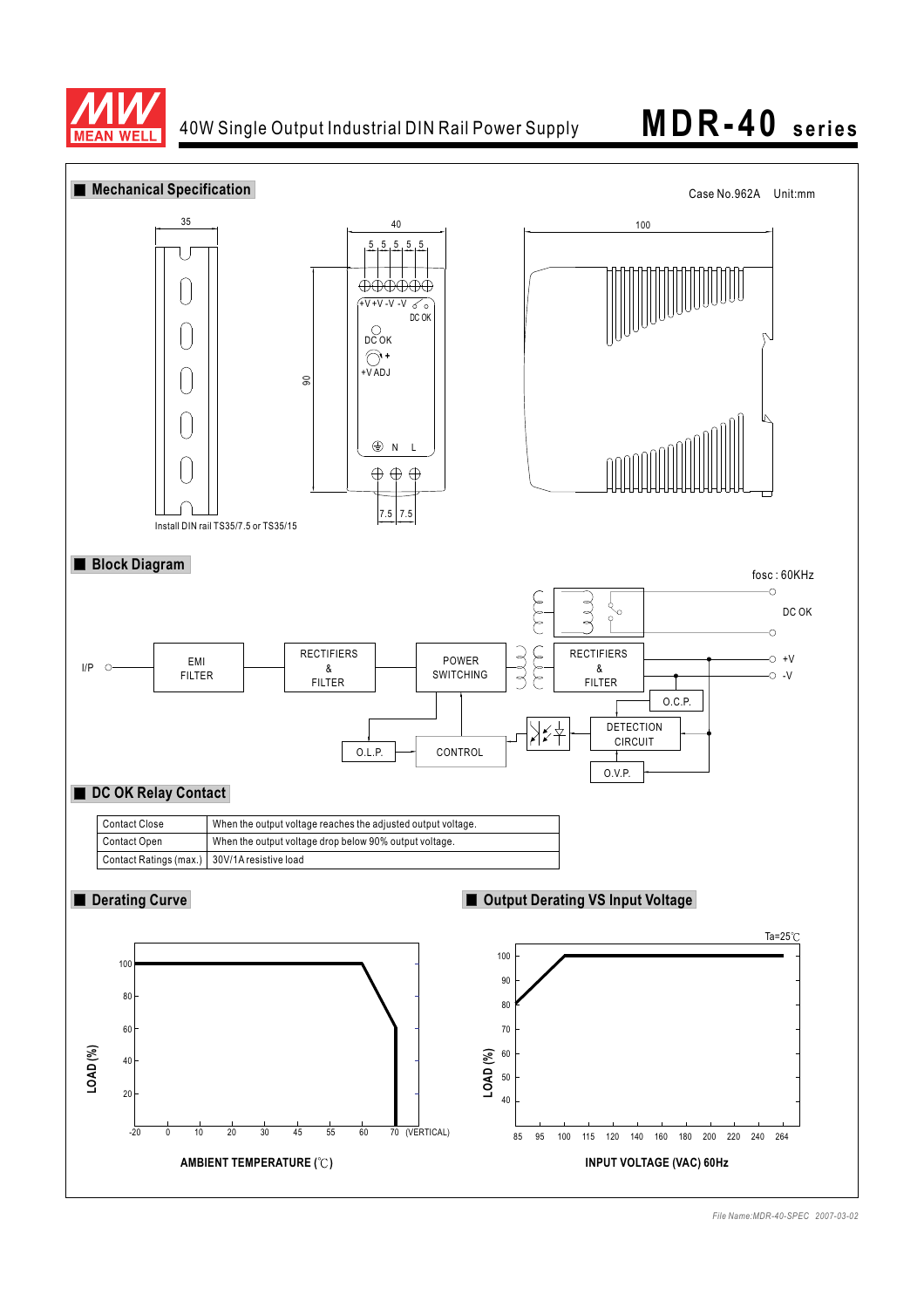# 40W Single Output Industrial DIN Rail Power Supply

# MDR-40 series

## Mechanical Specification

Case No.962A Unit:mm

35

40

5 5 5 5 5

90

+V +V -V -V DC OK

DC OK

+V ADJ

N L

7.5 7.5

100

Install DIN rail TS35/7.5 or TS35/15

## Block Diagram

fosc : 60KHz

I/P

EMI FILTER

RECTIFIERS & FILTER

POWER SWITCHING

RECTIFIERS & FILTER

DC OK

+V

-V

O.C.P.

DETECTION CIRCUIT

O.V.P.

O.L.P.

CONTROL

## DC OK Relay Contact

| | |
|---|---|
| Contact Close | When the output voltage reaches the adjusted output voltage. |
| Contact Open | When the output voltage drop below 90% output voltage. |
| Contact Ratings (max.) | 30V/1A resistive load |

## Derating Curve

LOAD (%)

100
80
60
40
20

-20 0 10 20 30 45 55 60 70 (VERTICAL)

AMBIENT TEMPERATURE (℃)

## Output Derating VS Input Voltage

Ta=25℃

LOAD (%)

100
90
80
70
60
50
40

85 95 100 115 120 140 160 180 200 220 240 264

INPUT VOLTAGE (VAC) 60Hz

*File Name:MDR-40-SPEC 2007-03-02*